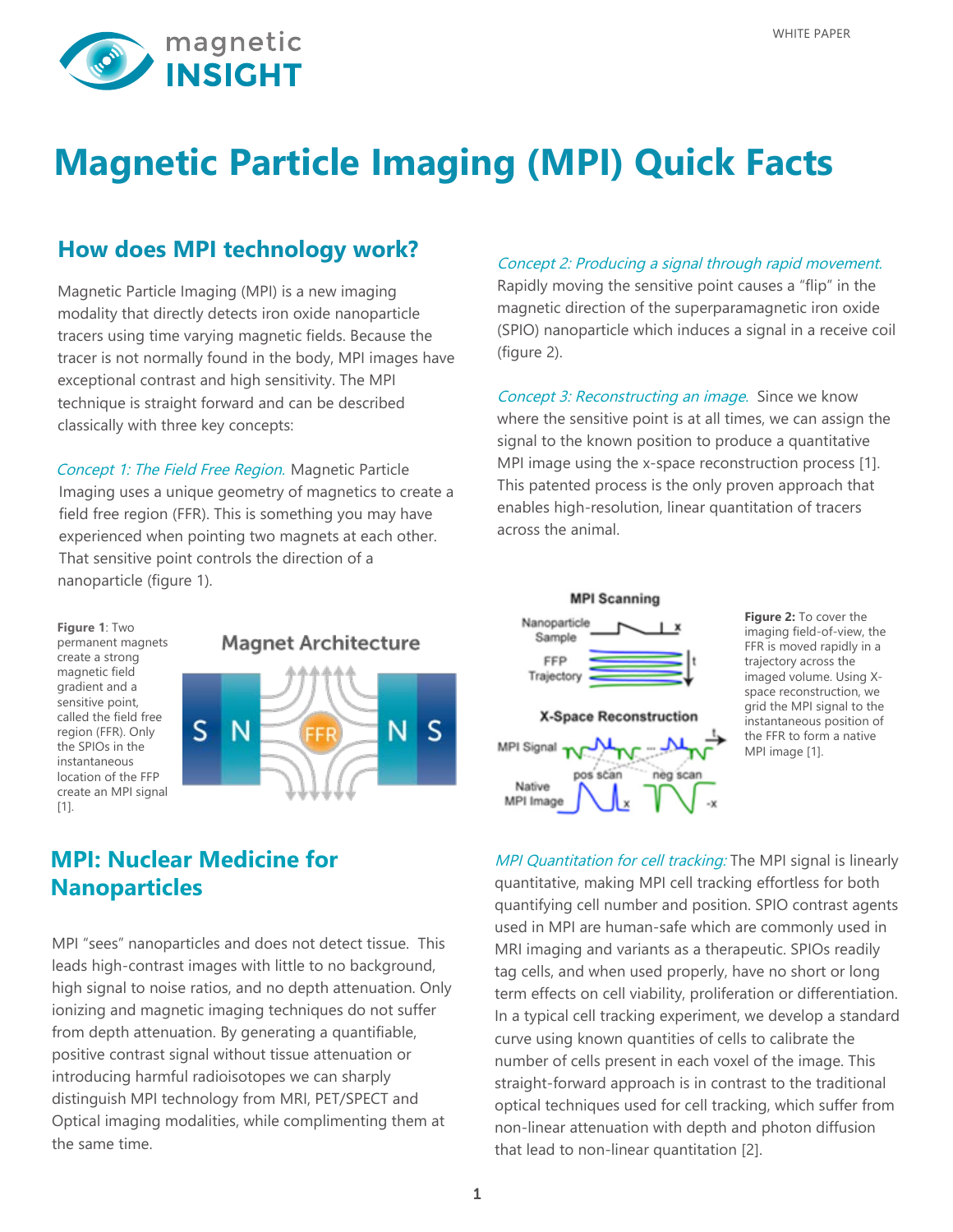# Magnetic Particle Imaging (MPI) Quick Facts

## How does MPI technology work?

Magnetic Particle Imaging (MPI) is a new imaging modality that directly detects iron oxide nanoparticle tracers using time varying magnetic fields. Because the tracer is not normally found in the body, MPI images have exceptional contrast and high sensitivity. The MPI technique is straight forward and can be described classically with three key concepts:

*Concept 1: The Field Free Region.* Magnetic Particle Imaging uses a unique geometry of magnetics to create a field free region (FFR). This is something you may have experienced when pointing two magnets at each other. That sensitive point controls the direction of a nanoparticle (figure 1).

**Figure 1**: Two permanent magnets create a strong magnetic field gradient and a sensitive point, called the field free region (FFR). Only the SPIOs in the instantaneous location of the FFP create an MPI signal [1].

*Concept 2: Producing a signal through rapid movement.* Rapidly moving the sensitive point causes a “flip” in the magnetic direction of the superparamagnetic iron oxide (SPIO) nanoparticle which induces a signal in a receive coil (figure 2).

*Concept 3: Reconstructing an image.* Since we know where the sensitive point is at all times, we can assign the signal to the known position to produce a quantitative MPI image using the x-space reconstruction process [1]. This patented process is the only proven approach that enables high-resolution, linear quantitation of tracers across the animal.

**Figure 2:** To cover the imaging field-of-view, the FFR is moved rapidly in a trajectory across the imaged volume. Using X-space reconstruction, we grid the MPI signal to the instantaneous position of the FFR to form a native MPI image [1].

## MPI: Nuclear Medicine for Nanoparticles

MPI “sees” nanoparticles and does not detect tissue. This leads high-contrast images with little to no background, high signal to noise ratios, and no depth attenuation. Only ionizing and magnetic imaging techniques do not suffer from depth attenuation. By generating a quantifiable, positive contrast signal without tissue attenuation or introducing harmful radioisotopes we can sharply distinguish MPI technology from MRI, PET/SPECT and Optical imaging modalities, while complimenting them at the same time.

*MPI Quantitation for cell tracking:* The MPI signal is linearly quantitative, making MPI cell tracking effortless for both quantifying cell number and position. SPIO contrast agents used in MPI are human-safe which are commonly used in MRI imaging and variants as a therapeutic. SPIOs readily tag cells, and when used properly, have no short or long term effects on cell viability, proliferation or differentiation. In a typical cell tracking experiment, we develop a standard curve using known quantities of cells to calibrate the number of cells present in each voxel of the image. This straight-forward approach is in contrast to the traditional optical techniques used for cell tracking, which suffer from non-linear attenuation with depth and photon diffusion that lead to non-linear quantitation [2].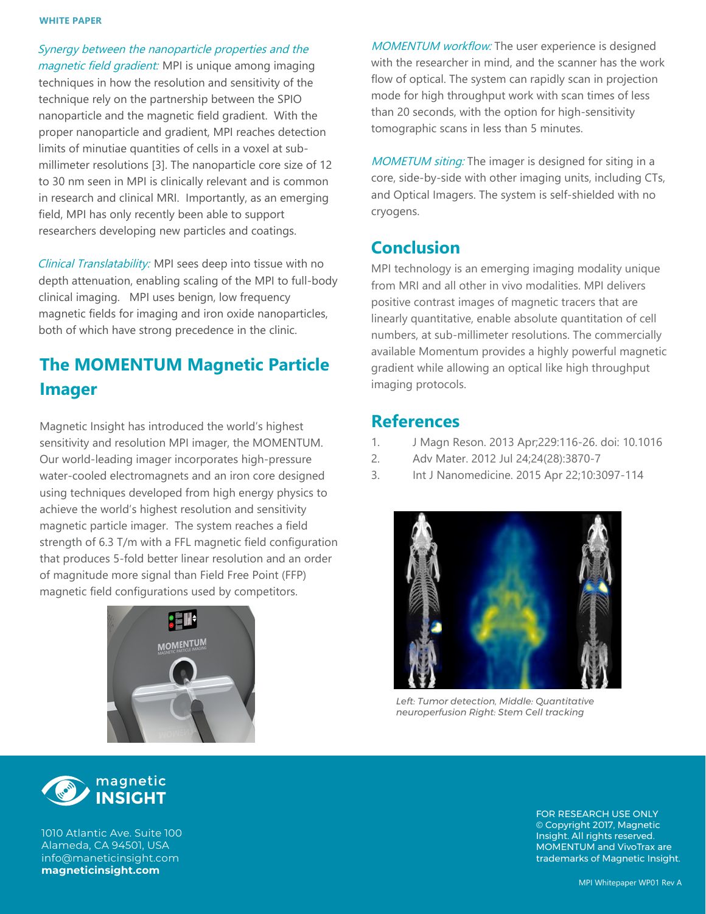*Synergy between the nanoparticle properties and the magnetic field gradient:* MPI is unique among imaging techniques in how the resolution and sensitivity of the technique rely on the partnership between the SPIO nanoparticle and the magnetic field gradient. With the proper nanoparticle and gradient, MPI reaches detection limits of minutiae quantities of cells in a voxel at sub-millimeter resolutions [3]. The nanoparticle core size of 12 to 30 nm seen in MPI is clinically relevant and is common in research and clinical MRI. Importantly, as an emerging field, MPI has only recently been able to support researchers developing new particles and coatings.

*Clinical Translatability:* MPI sees deep into tissue with no depth attenuation, enabling scaling of the MPI to full-body clinical imaging. MPI uses benign, low frequency magnetic fields for imaging and iron oxide nanoparticles, both of which have strong precedence in the clinic.

## The MOMENTUM Magnetic Particle Imager

Magnetic Insight has introduced the world's highest sensitivity and resolution MPI imager, the MOMENTUM. Our world-leading imager incorporates high-pressure water-cooled electromagnets and an iron core designed using techniques developed from high energy physics to achieve the world's highest resolution and sensitivity magnetic particle imager. The system reaches a field strength of 6.3 T/m with a FFL magnetic field configuration that produces 5-fold better linear resolution and an order of magnitude more signal than Field Free Point (FFP) magnetic field configurations used by competitors.

*MOMENTUM workflow:* The user experience is designed with the researcher in mind, and the scanner has the work flow of optical. The system can rapidly scan in projection mode for high throughput work with scan times of less than 20 seconds, with the option for high-sensitivity tomographic scans in less than 5 minutes.

*MOMETUM siting:* The imager is designed for siting in a core, side-by-side with other imaging units, including CTs, and Optical Imagers. The system is self-shielded with no cryogens.

## Conclusion

MPI technology is an emerging imaging modality unique from MRI and all other in vivo modalities. MPI delivers positive contrast images of magnetic tracers that are linearly quantitative, enable absolute quantitation of cell numbers, at sub-millimeter resolutions. The commercially available Momentum provides a highly powerful magnetic gradient while allowing an optical like high throughput imaging protocols.

## References

1. J Magn Reson. 2013 Apr;229:116-26. doi: 10.1016
2. Adv Mater. 2012 Jul 24;24(28):3870-7
3. Int J Nanomedicine. 2015 Apr 22;10:3097-114

*Left: Tumor detection, Middle: Quantitative neuroperfusion Right: Stem Cell tracking*

magnetic INSIGHT

1010 Atlantic Ave. Suite 100
Alameda, CA 94501, USA
info@maneticinsight.com
**magneticinsight.com**

FOR RESEARCH USE ONLY
© Copyright 2017, Magnetic Insight. All rights reserved.
MOMENTUM and VivoTrax are trademarks of Magnetic Insight.

MPI Whitepaper WP01 Rev A